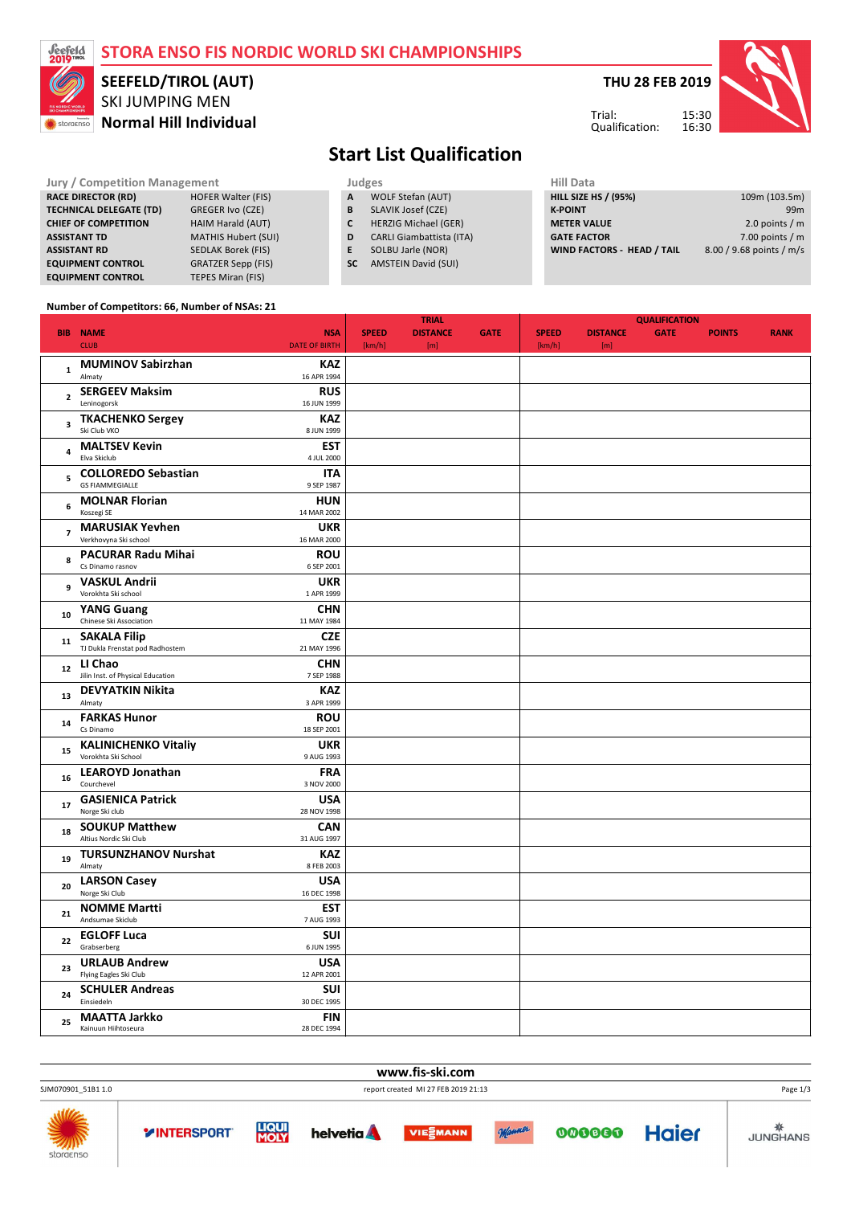# STORA ENSO FIS NORDIC WORLD SKI CHAMPIONSHIPS

**SEEFELD/TIROL (AUT)**

SKI JUMPING MEN

**Normal Hill Individual**

**THU 28 FEB 2019**

Trial: 15:30
Qualification: 16:30

## Start List Qualification

| Jury / Competition Management | |
|---|---|
| RACE DIRECTOR (RD) | HOFER Walter (FIS) |
| TECHNICAL DELEGATE (TD) | GREGER Ivo (CZE) |
| CHIEF OF COMPETITION | HAIM Harald (AUT) |
| ASSISTANT TD | MATHIS Hubert (SUI) |
| ASSISTANT RD | SEDLAK Borek (FIS) |
| EQUIPMENT CONTROL | GRATZER Sepp (FIS) |
| EQUIPMENT CONTROL | TEPES Miran (FIS) |

| Judges | |
|---|---|
| A | WOLF Stefan (AUT) |
| B | SLAVIK Josef (CZE) |
| C | HERZIG Michael (GER) |
| D | CARLI Giambattista (ITA) |
| E | SOLBU Jarle (NOR) |
| SC | AMSTEIN David (SUI) |

| Hill Data | |
|---|---|
| HILL SIZE HS / (95%) | 109m (103.5m) |
| K-POINT | 99m |
| METER VALUE | 2.0 points / m |
| GATE FACTOR | 7.00 points / m |
| WIND FACTORS - HEAD / TAIL | 8.00 / 9.68 points / m/s |

Number of Competitors: 66, Number of NSAs: 21

| BIB | NAME / CLUB | NSA / DATE OF BIRTH | TRIAL SPEED [km/h] | TRIAL DISTANCE [m] | TRIAL GATE | QUALIFICATION SPEED [km/h] | QUALIFICATION DISTANCE [m] | QUALIFICATION GATE | POINTS | RANK |
|---|---|---|---|---|---|---|---|---|---|---|
| 1 | **MUMINOV Sabirzhan** Almaty | **KAZ** 16 APR 1994 | | | | | | | | |
| 2 | **SERGEEV Maksim** Leninogorsk | **RUS** 16 JUN 1999 | | | | | | | | |
| 3 | **TKACHENKO Sergey** Ski Club VKO | **KAZ** 8 JUN 1999 | | | | | | | | |
| 4 | **MALTSEV Kevin** Elva Skiclub | **EST** 4 JUL 2000 | | | | | | | | |
| 5 | **COLLOREDO Sebastian** GS FIAMMEGIALLE | **ITA** 9 SEP 1987 | | | | | | | | |
| 6 | **MOLNAR Florian** Koszegi SE | **HUN** 14 MAR 2002 | | | | | | | | |
| 7 | **MARUSIAK Yevhen** Verkhovyna Ski school | **UKR** 16 MAR 2000 | | | | | | | | |
| 8 | **PACURAR Radu Mihai** Cs Dinamo rasnov | **ROU** 6 SEP 2001 | | | | | | | | |
| 9 | **VASKUL Andrii** Vorokhta Ski school | **UKR** 1 APR 1999 | | | | | | | | |
| 10 | **YANG Guang** Chinese Ski Association | **CHN** 11 MAY 1984 | | | | | | | | |
| 11 | **SAKALA Filip** TJ Dukla Frenstat pod Radhostem | **CZE** 21 MAY 1996 | | | | | | | | |
| 12 | **LI Chao** Jilin Inst. of Physical Education | **CHN** 7 SEP 1988 | | | | | | | | |
| 13 | **DEVYATKIN Nikita** Almaty | **KAZ** 3 APR 1999 | | | | | | | | |
| 14 | **FARKAS Hunor** Cs Dinamo | **ROU** 18 SEP 2001 | | | | | | | | |
| 15 | **KALINICHENKO Vitaliy** Vorokhta Ski School | **UKR** 9 AUG 1993 | | | | | | | | |
| 16 | **LEAROYD Jonathan** Courchevel | **FRA** 3 NOV 2000 | | | | | | | | |
| 17 | **GASIENICA Patrick** Norge Ski club | **USA** 28 NOV 1998 | | | | | | | | |
| 18 | **SOUKUP Matthew** Altius Nordic Ski Club | **CAN** 31 AUG 1997 | | | | | | | | |
| 19 | **TURSUNZHANOV Nurshat** Almaty | **KAZ** 8 FEB 2003 | | | | | | | | |
| 20 | **LARSON Casey** Norge Ski Club | **USA** 16 DEC 1998 | | | | | | | | |
| 21 | **NOMME Martti** Andsumae Skiclub | **EST** 7 AUG 1993 | | | | | | | | |
| 22 | **EGLOFF Luca** Grabserberg | **SUI** 6 JUN 1995 | | | | | | | | |
| 23 | **URLAUB Andrew** Flying Eagles Ski Club | **USA** 12 APR 2001 | | | | | | | | |
| 24 | **SCHULER Andreas** Einsiedeln | **SUI** 30 DEC 1995 | | | | | | | | |
| 25 | **MAATTA Jarkko** Kainuun Hiihtoseura | **FIN** 28 DEC 1994 | | | | | | | | |

www.fis-ski.com

SJM070901_51B1 1.0 report created MI 27 FEB 2019 21:13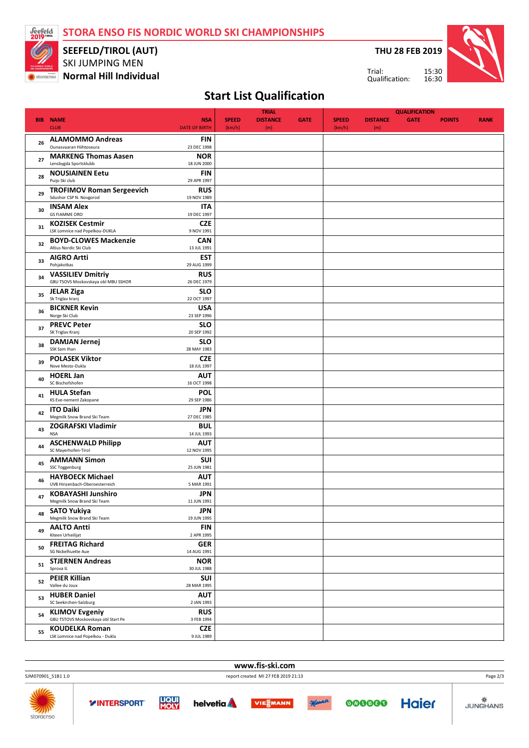# STORA ENSO FIS NORDIC WORLD SKI CHAMPIONSHIPS

**SEEFELD/TIROL (AUT)**
SKI JUMPING MEN
**Normal Hill Individual**

**THU 28 FEB 2019**
Trial: 15:30
Qualification: 16:30

## Start List Qualification

| BIB | NAME / CLUB | NSA / DATE OF BIRTH | TRIAL SPEED [km/h] | TRIAL DISTANCE [m] | TRIAL GATE | QUALIFICATION SPEED [km/h] | QUALIFICATION DISTANCE [m] | QUALIFICATION GATE | POINTS | RANK |
|---|---|---|---|---|---|---|---|---|---|---|
| 26 | **ALAMOMMO Andreas** Ounasvaaran Hiihtoseura | **FIN** 23 DEC 1998 | | | | | | | | |
| 27 | **MARKENG Thomas Aasen** Lensbygda Sportsklubb | **NOR** 18 JUN 2000 | | | | | | | | |
| 28 | **NOUSIAINEN Eetu** Puijo Ski club | **FIN** 29 APR 1997 | | | | | | | | |
| 29 | **TROFIMOV Roman Sergeevich** Sdushor CSP N. Novgorod | **RUS** 19 NOV 1989 | | | | | | | | |
| 30 | **INSAM Alex** GS FIAMME ORO | **ITA** 19 DEC 1997 | | | | | | | | |
| 31 | **KOZISEK Cestmir** LSK Lomnice nad Popelkou-DUKLA | **CZE** 9 NOV 1991 | | | | | | | | |
| 32 | **BOYD-CLOWES Mackenzie** Altius Nordic Ski Club | **CAN** 13 JUL 1991 | | | | | | | | |
| 33 | **AIGRO Artti** Pohjakotkas | **EST** 29 AUG 1999 | | | | | | | | |
| 34 | **VASSILIEV Dmitriy** GBU TSOVS Moskovskaya obl MBU SSHOR | **RUS** 26 DEC 1979 | | | | | | | | |
| 35 | **JELAR Ziga** Sk Triglav kranj | **SLO** 22 OCT 1997 | | | | | | | | |
| 36 | **BICKNER Kevin** Norge Ski Club | **USA** 23 SEP 1996 | | | | | | | | |
| 37 | **PREVC Peter** SK Triglav Kranj | **SLO** 20 SEP 1992 | | | | | | | | |
| 38 | **DAMJAN Jernej** SSK Sam Ihan | **SLO** 28 MAY 1983 | | | | | | | | |
| 39 | **POLASEK Viktor** Nove Mesto-Dukla | **CZE** 18 JUL 1997 | | | | | | | | |
| 40 | **HOERL Jan** SC Bischofshofen | **AUT** 16 OCT 1998 | | | | | | | | |
| 41 | **HULA Stefan** KS Eve-nement Zakopane | **POL** 29 SEP 1986 | | | | | | | | |
| 42 | **ITO Daiki** Megmilk Snow Brand Ski Team | **JPN** 27 DEC 1985 | | | | | | | | |
| 43 | **ZOGRAFSKI Vladimir** NSA | **BUL** 14 JUL 1993 | | | | | | | | |
| 44 | **ASCHENWALD Philipp** SC Mayerhofen-Tirol | **AUT** 12 NOV 1995 | | | | | | | | |
| 45 | **AMMANN Simon** SSC Toggenburg | **SUI** 25 JUN 1981 | | | | | | | | |
| 46 | **HAYBOECK Michael** UVB Hinzenbach-Oberoesterreich | **AUT** 5 MAR 1991 | | | | | | | | |
| 47 | **KOBAYASHI Junshiro** Megmilk Snow Brand Ski Team | **JPN** 11 JUN 1991 | | | | | | | | |
| 48 | **SATO Yukiya** Megmilk Snow Brand Ski Team | **JPN** 19 JUN 1995 | | | | | | | | |
| 49 | **AALTO Antti** Kiteen Urheilijat | **FIN** 2 APR 1995 | | | | | | | | |
| 50 | **FREITAG Richard** SG Nickelhuette Aue | **GER** 14 AUG 1991 | | | | | | | | |
| 51 | **STJERNEN Andreas** Sprova IL | **NOR** 30 JUL 1988 | | | | | | | | |
| 52 | **PEIER Killian** Vallee du Joux | **SUI** 28 MAR 1995 | | | | | | | | |
| 53 | **HUBER Daniel** SC Seekirchen-Salzburg | **AUT** 2 JAN 1993 | | | | | | | | |
| 54 | **KLIMOV Evgeniy** GBU TSTOVS Moskovskaya obl Start Pe | **RUS** 3 FEB 1994 | | | | | | | | |
| 55 | **KOUDELKA Roman** LSK Lomnice nad Popelkou - Dukla | **CZE** 9 JUL 1989 | | | | | | | | |

www.fis-ski.com

SJM070901_51B1 1.0 report created MI 27 FEB 2019 21:13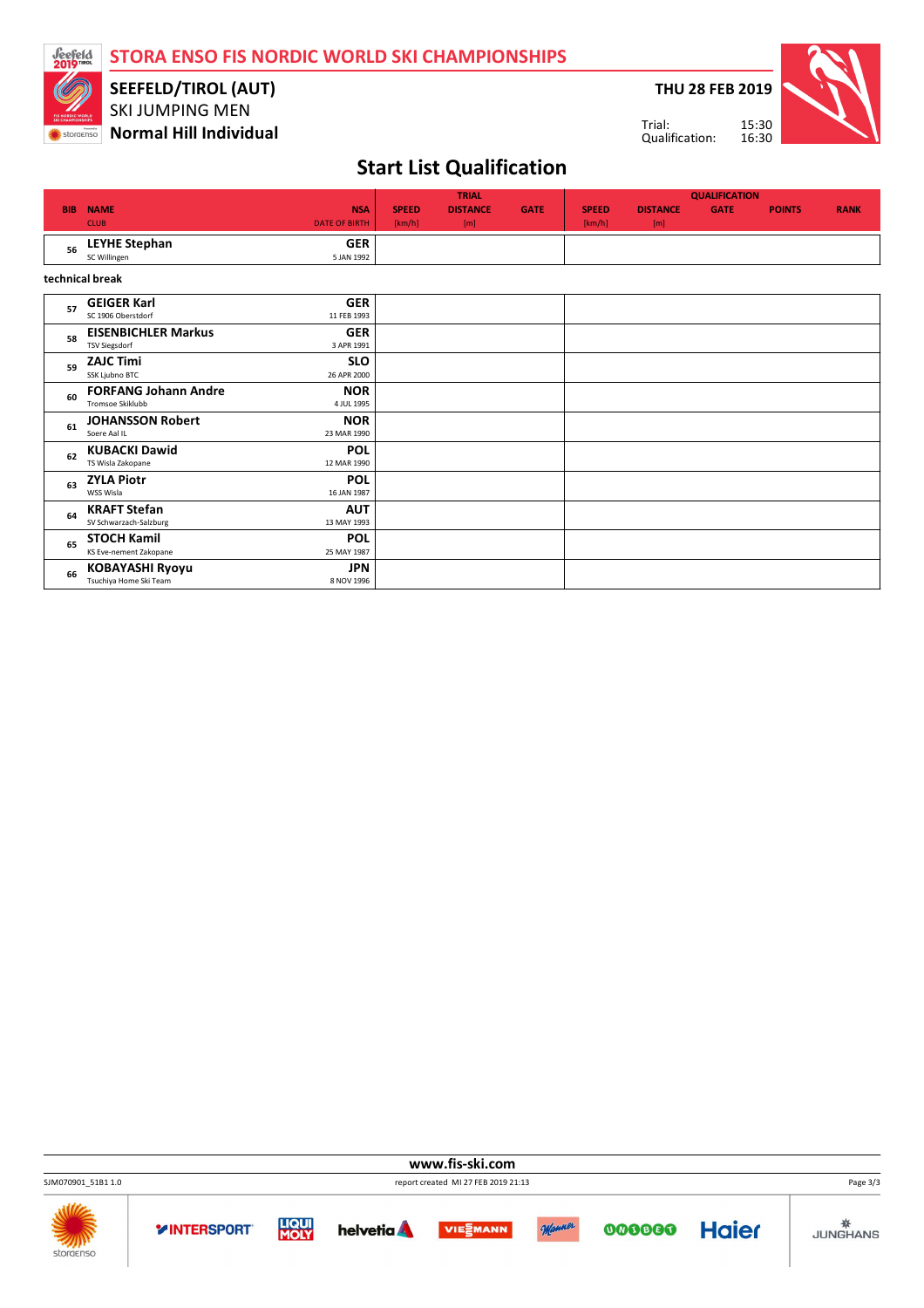# STORA ENSO FIS NORDIC WORLD SKI CHAMPIONSHIPS

**SEEFELD/TIROL (AUT)**
SKI JUMPING MEN
**Normal Hill Individual**

**THU 28 FEB 2019**

Trial: 15:30
Qualification: 16:30

## Start List Qualification

| BIB | NAME / CLUB | NSA / DATE OF BIRTH | TRIAL SPEED [km/h] | TRIAL DISTANCE [m] | TRIAL GATE | QUALIFICATION SPEED [km/h] | QUALIFICATION DISTANCE [m] | QUALIFICATION GATE | POINTS | RANK |
|---|---|---|---|---|---|---|---|---|---|---|
| 56 | **LEYHE Stephan** SC Willingen | **GER** 5 JAN 1992 | | | | | | | | |
| | **technical break** | | | | | | | | | |
| 57 | **GEIGER Karl** SC 1906 Oberstdorf | **GER** 11 FEB 1993 | | | | | | | | |
| 58 | **EISENBICHLER Markus** TSV Siegsdorf | **GER** 3 APR 1991 | | | | | | | | |
| 59 | **ZAJC Timi** SSK Ljubno BTC | **SLO** 26 APR 2000 | | | | | | | | |
| 60 | **FORFANG Johann Andre** Tromsoe Skiklubb | **NOR** 4 JUL 1995 | | | | | | | | |
| 61 | **JOHANSSON Robert** Soere Aal IL | **NOR** 23 MAR 1990 | | | | | | | | |
| 62 | **KUBACKI Dawid** TS Wisla Zakopane | **POL** 12 MAR 1990 | | | | | | | | |
| 63 | **ZYLA Piotr** WSS Wisla | **POL** 16 JAN 1987 | | | | | | | | |
| 64 | **KRAFT Stefan** SV Schwarzach-Salzburg | **AUT** 13 MAY 1993 | | | | | | | | |
| 65 | **STOCH Kamil** KS Eve-nement Zakopane | **POL** 25 MAY 1987 | | | | | | | | |
| 66 | **KOBAYASHI Ryoyu** Tsuchiya Home Ski Team | **JPN** 8 NOV 1996 | | | | | | | | |

www.fis-ski.com

SJM070901_51B1 1.0 — report created MI 27 FEB 2019 21:13